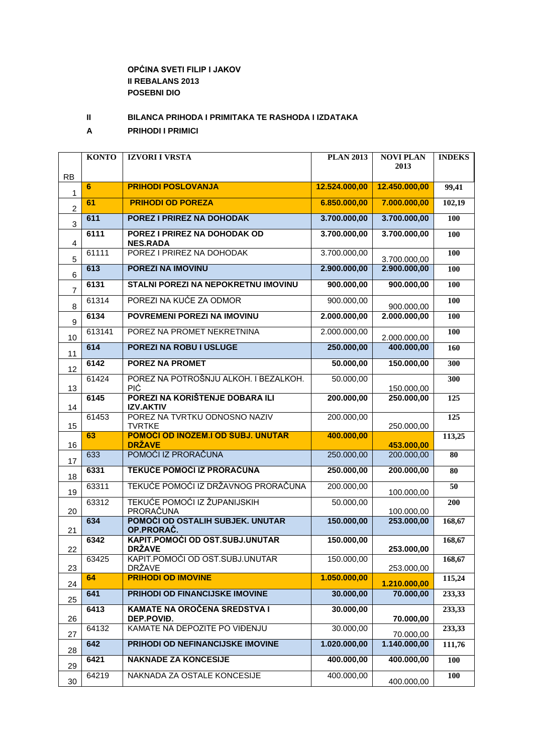**OPĆINA SVETI FILIP I JAKOV**
**II REBALANS 2013**
**POSEBNI DIO**

**II BILANCA PRIHODA I PRIMITAKA TE RASHODA I IZDATAKA**

**A PRIHODI I PRIMICI**

| RB | KONTO | IZVORI I VRSTA | PLAN 2013 | NOVI PLAN 2013 | INDEKS |
|---|---|---|---|---|---|
| 1 | **6** | **PRIHODI POSLOVANJA** | **12.524.000,00** | **12.450.000,00** | **99,41** |
| 2 | **61** | **PRIHODI OD POREZA** | **6.850.000,00** | **7.000.000,00** | **102,19** |
| 3 | **611** | **POREZ I PRIREZ NA DOHODAK** | **3.700.000,00** | **3.700.000,00** | **100** |
| 4 | **6111** | **POREZ I PRIREZ NA DOHODAK OD NES.RADA** | **3.700.000,00** | **3.700.000,00** | **100** |
| 5 | 61111 | POREZ I PRIREZ NA DOHODAK | 3.700.000,00 | 3.700.000,00 | **100** |
| 6 | **613** | **POREZI NA IMOVINU** | **2.900.000,00** | **2.900.000,00** | **100** |
| 7 | **6131** | **STALNI POREZI NA NEPOKRETNU IMOVINU** | **900.000,00** | **900.000,00** | **100** |
| 8 | 61314 | POREZI NA KUĆE ZA ODMOR | 900.000,00 | 900.000,00 | **100** |
| 9 | **6134** | **POVREMENI POREZI NA IMOVINU** | **2.000.000,00** | **2.000.000,00** | **100** |
| 10 | 613141 | POREZ NA PROMET NEKRETNINA | 2.000.000,00 | 2.000.000,00 | **100** |
| 11 | **614** | **POREZI NA ROBU I USLUGE** | **250.000,00** | **400.000,00** | **160** |
| 12 | **6142** | **POREZ NA PROMET** | **50.000,00** | **150.000,00** | **300** |
| 13 | 61424 | POREZ NA POTROŠNJU ALKOH. I BEZALKOH. PIĆ | 50.000,00 | 150.000,00 | **300** |
| 14 | **6145** | **POREZI NA KORIŠTENJE DOBARA ILI IZV.AKTIV** | **200.000,00** | **250.000,00** | **125** |
| 15 | 61453 | POREZ NA TVRTKU ODNOSNO NAZIV TVRTKE | 200.000,00 | 250.000,00 | **125** |
| 16 | **63** | **POMOĆI OD INOZEM.I OD SUBJ. UNUTAR DRŽAVE** | **400.000,00** | **453.000,00** | **113,25** |
| 17 | 633 | POMOĆI IZ PRORAČUNA | 250.000,00 | 200.000,00 | **80** |
| 18 | **6331** | **TEKUĆE POMOĆI IZ PRORAČUNA** | **250.000,00** | **200.000,00** | **80** |
| 19 | 63311 | TEKUĆE POMOĆI IZ DRŽAVNOG PRORAČUNA | 200.000,00 | 100.000,00 | **50** |
| 20 | 63312 | TEKUĆE POMOĆI IZ ŽUPANIJSKIH PRORAČUNA | 50.000,00 | 100.000,00 | **200** |
| 21 | **634** | **POMOĆI OD OSTALIH SUBJEK. UNUTAR OP.PRORAČ.** | **150.000,00** | **253.000,00** | **168,67** |
| 22 | **6342** | **KAPIT.POMOĆI OD OST.SUBJ.UNUTAR DRŽAVE** | **150.000,00** | **253.000,00** | **168,67** |
| 23 | 63425 | KAPIT.POMOĆI OD OST.SUBJ.UNUTAR DRŽAVE | 150.000,00 | 253.000,00 | **168,67** |
| 24 | **64** | **PRIHODI OD IMOVINE** | **1.050.000,00** | **1.210.000,00** | **115,24** |
| 25 | **641** | **PRIHODI OD FINANCIJSKE IMOVINE** | **30.000,00** | **70.000,00** | **233,33** |
| 26 | **6413** | **KAMATE NA OROČENA SREDSTVA I DEP.POVIĐ.** | **30.000,00** | **70.000,00** | **233,33** |
| 27 | 64132 | KAMATE NA DEPOZITE PO VIĐENJU | 30.000,00 | 70.000,00 | **233,33** |
| 28 | **642** | **PRIHODI OD NEFINANCIJSKE IMOVINE** | **1.020.000,00** | **1.140.000,00** | **111,76** |
| 29 | **6421** | **NAKNADE ZA KONCESIJE** | **400.000,00** | **400.000,00** | **100** |
| 30 | 64219 | NAKNADA ZA OSTALE KONCESIJE | 400.000,00 | 400.000,00 | **100** |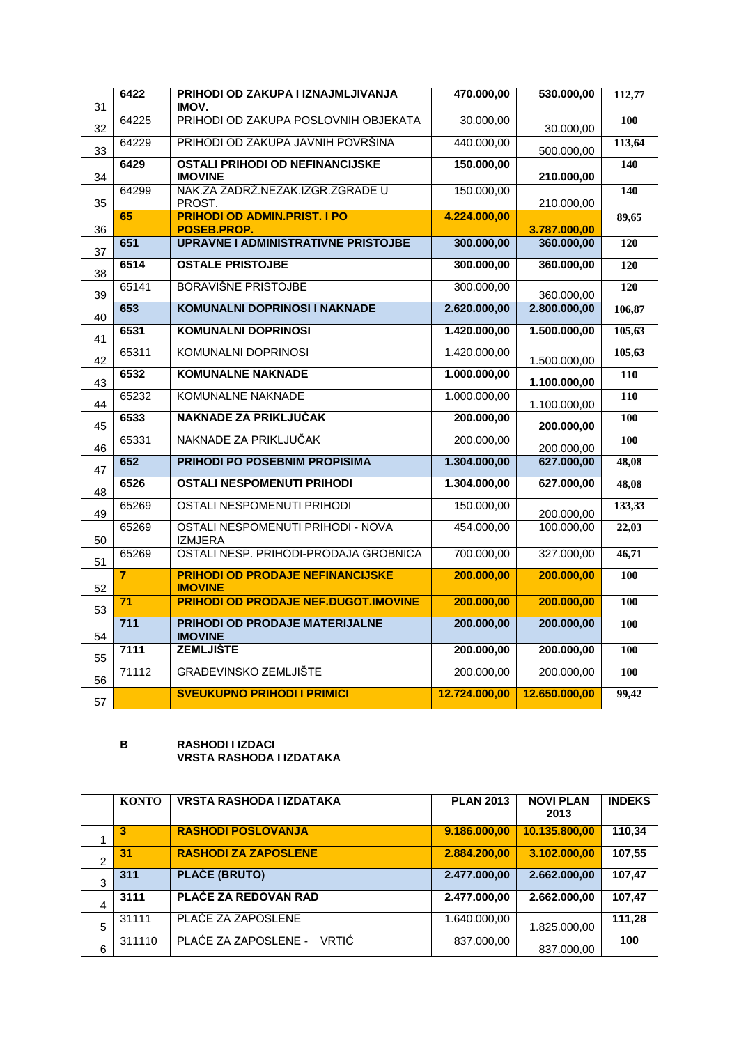| | | | | | |
|---|---|---|---|---|---|
| 31 | **6422** | **PRIHODI OD ZAKUPA I IZNAJMLJIVANJA IMOV.** | **470.000,00** | **530.000,00** | **112,77** |
| 32 | 64225 | PRIHODI OD ZAKUPA POSLOVNIH OBJEKATA | 30.000,00 | 30.000,00 | **100** |
| 33 | 64229 | PRIHODI OD ZAKUPA JAVNIH POVRŠINA | 440.000,00 | 500.000,00 | **113,64** |
| 34 | **6429** | **OSTALI PRIHODI OD NEFINANCIJSKE IMOVINE** | **150.000,00** | **210.000,00** | **140** |
| 35 | 64299 | NAK.ZA ZADRŽ.NEZAK.IZGR.ZGRADE U PROST. | 150.000,00 | 210.000,00 | **140** |
| 36 | **65** | **PRIHODI OD ADMIN.PRIST. I PO POSEB.PROP.** | **4.224.000,00** | **3.787.000,00** | **89,65** |
| 37 | **651** | **UPRAVNE I ADMINISTRATIVNE PRISTOJBE** | **300.000,00** | **360.000,00** | **120** |
| 38 | **6514** | **OSTALE PRISTOJBE** | **300.000,00** | **360.000,00** | **120** |
| 39 | 65141 | BORAVIŠNE PRISTOJBE | 300.000,00 | 360.000,00 | **120** |
| 40 | **653** | **KOMUNALNI DOPRINOSI I NAKNADE** | **2.620.000,00** | **2.800.000,00** | **106,87** |
| 41 | **6531** | **KOMUNALNI DOPRINOSI** | **1.420.000,00** | **1.500.000,00** | **105,63** |
| 42 | 65311 | KOMUNALNI DOPRINOSI | 1.420.000,00 | 1.500.000,00 | **105,63** |
| 43 | **6532** | **KOMUNALNE NAKNADE** | **1.000.000,00** | **1.100.000,00** | **110** |
| 44 | 65232 | KOMUNALNE NAKNADE | 1.000.000,00 | 1.100.000,00 | **110** |
| 45 | **6533** | **NAKNADE ZA PRIKLJUČAK** | **200.000,00** | **200.000,00** | **100** |
| 46 | 65331 | NAKNADE ZA PRIKLJUČAK | 200.000,00 | 200.000,00 | **100** |
| 47 | **652** | **PRIHODI PO POSEBNIM PROPISIMA** | **1.304.000,00** | **627.000,00** | **48,08** |
| 48 | **6526** | **OSTALI NESPOMENUTI PRIHODI** | **1.304.000,00** | **627.000,00** | **48,08** |
| 49 | 65269 | OSTALI NESPOMENUTI PRIHODI | 150.000,00 | 200.000,00 | **133,33** |
| 50 | 65269 | OSTALI NESPOMENUTI PRIHODI - NOVA IZMJERA | 454.000,00 | 100.000,00 | **22,03** |
| 51 | 65269 | OSTALI NESP. PRIHODI-PRODAJA GROBNICA | 700.000,00 | 327.000,00 | **46,71** |
| 52 | **7** | **PRIHODI OD PRODAJE NEFINANCIJSKE IMOVINE** | **200.000,00** | **200.000,00** | **100** |
| 53 | **71** | **PRIHODI OD PRODAJE NEF.DUGOT.IMOVINE** | **200.000,00** | **200.000,00** | **100** |
| 54 | **711** | **PRIHODI OD PRODAJE MATERIJALNE IMOVINE** | **200.000,00** | **200.000,00** | **100** |
| 55 | **7111** | **ZEMLJIŠTE** | **200.000,00** | **200.000,00** | **100** |
| 56 | 71112 | GRAĐEVINSKO ZEMLJIŠTE | 200.000,00 | 200.000,00 | **100** |
| 57 | | **SVEUKUPNO PRIHODI I PRIMICI** | **12.724.000,00** | **12.650.000,00** | **99,42** |

**B RASHODI I IZDACI**
**VRSTA RASHODA I IZDATAKA**

| | KONTO | VRSTA RASHODA I IZDATAKA | PLAN 2013 | NOVI PLAN 2013 | INDEKS |
|---|---|---|---|---|---|
| 1 | **3** | **RASHODI POSLOVANJA** | **9.186.000,00** | **10.135.800,00** | **110,34** |
| 2 | **31** | **RASHODI ZA ZAPOSLENE** | **2.884.200,00** | **3.102.000,00** | **107,55** |
| 3 | **311** | **PLAĆE (BRUTO)** | **2.477.000,00** | **2.662.000,00** | **107,47** |
| 4 | **3111** | **PLAĆE ZA REDOVAN RAD** | **2.477.000,00** | **2.662.000,00** | **107,47** |
| 5 | 31111 | PLAĆE ZA ZAPOSLENE | 1.640.000,00 | 1.825.000,00 | **111,28** |
| 6 | 311110 | PLAĆE ZA ZAPOSLENE - VRTIĆ | 837.000,00 | 837.000,00 | **100** |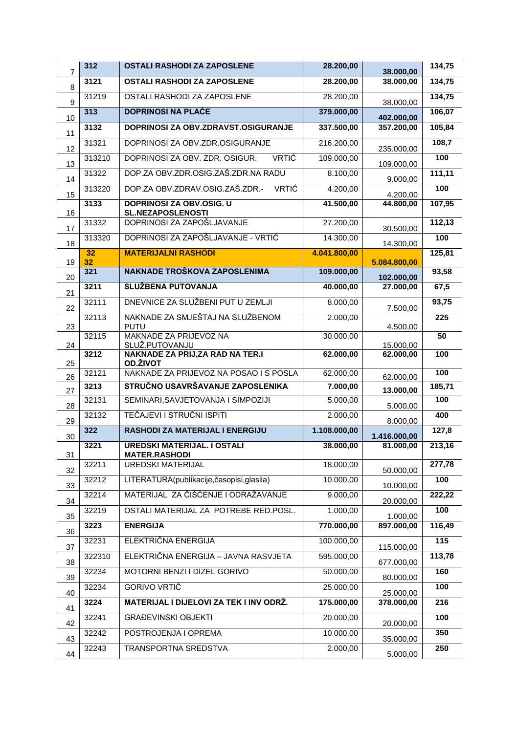| 7 | 312 | OSTALI RASHODI ZA ZAPOSLENE | 28.200,00 | 38.000,00 | 134,75 |
|---|---|---|---|---|---|
| 8 | **3121** | **OSTALI RASHODI ZA ZAPOSLENE** | **28.200,00** | **38.000,00** | **134,75** |
| 9 | 31219 | OSTALI RASHODI ZA ZAPOSLENE | 28.200,00 | 38.000,00 | **134,75** |
| 10 | **313** | **DOPRINOSI NA PLAĆE** | **379.000,00** | **402.000,00** | **106,07** |
| 11 | **3132** | **DOPRINOSI ZA OBV.ZDRAVST.OSIGURANJE** | **337.500,00** | **357.200,00** | **105,84** |
| 12 | 31321 | DOPRINOSI ZA OBV.ZDR.OSIGURANJE | 216.200,00 | 235.000,00 | **108,7** |
| 13 | 313210 | DOPRINOSI ZA OBV. ZDR. OSIGUR. VRTIĆ | 109.000,00 | 109.000,00 | **100** |
| 14 | 31322 | DOP.ZA OBV.ZDR.OSIG.ZAŠ.ZDR.NA RADU | 8.100,00 | 9.000,00 | **111,11** |
| 15 | 313220 | DOP.ZA OBV.ZDRAV.OSIG.ZAŠ.ZDR.- VRTIĆ | 4.200,00 | 4.200,00 | **100** |
| 16 | **3133** | **DOPRINOSI ZA OBV.OSIG. U SL.NEZAPOSLENOSTI** | **41.500,00** | **44.800,00** | **107,95** |
| 17 | 31332 | DOPRINOSI ZA ZAPOŠLJAVANJE | 27.200,00 | 30.500,00 | **112,13** |
| 18 | 313320 | DOPRINOSI ZA ZAPOŠLJAVANJE - VRTIĆ | 14.300,00 | 14.300,00 | **100** |
| 19 | **32 32** | **MATERIJALNI RASHODI** | **4.041.800,00** | **5.084.800,00** | **125,81** |
| 20 | **321** | **NAKNADE TROŠKOVA ZAPOSLENIMA** | **109.000,00** | **102.000,00** | **93,58** |
| 21 | **3211** | **SLUŽBENA PUTOVANJA** | **40.000,00** | **27.000,00** | **67,5** |
| 22 | 32111 | DNEVNICE ZA SLUŽBENI PUT U ZEMLJI | 8.000,00 | 7.500,00 | **93,75** |
| 23 | 32113 | NAKNADE ZA SMJEŠTAJ NA SLUŽBENOM PUTU | 2.000,00 | 4.500,00 | **225** |
| 24 | 32115 | MAKNADE ZA PRIJEVOZ NA SLUŽ.PUTOVANJU | 30.000,00 | 15.000,00 | **50** |
| 25 | **3212** | **NAKNADE ZA PRIJ,ZA RAD NA TER.I OD.ŽIVOT** | **62.000,00** | **62.000,00** | **100** |
| 26 | 32121 | NAKNADE ZA PRIJEVOZ NA POSAO I S POSLA | 62.000,00 | 62.000,00 | **100** |
| 27 | **3213** | **STRUČNO USAVRŠAVANJE ZAPOSLENIKA** | **7.000,00** | **13.000,00** | **185,71** |
| 28 | 32131 | SEMINARI,SAVJETOVANJA I SIMPOZIJI | 5.000,00 | 5.000,00 | **100** |
| 29 | 32132 | TEČAJEVI I STRUČNI ISPITI | 2.000,00 | 8.000,00 | **400** |
| 30 | **322** | **RASHODI ZA MATERIJAL I ENERGIJU** | **1.108.000,00** | **1.416.000,00** | **127,8** |
| 31 | **3221** | **UREDSKI MATERIJAL. I OSTALI MATER.RASHODI** | **38.000,00** | **81.000,00** | **213,16** |
| 32 | 32211 | UREDSKI MATERIJAL | 18.000,00 | 50.000,00 | **277,78** |
| 33 | 32212 | LITERATURA(publikacije,časopisi,glasila) | 10.000,00 | 10.000,00 | **100** |
| 34 | 32214 | MATERIJAL ZA ČIŠĆENJE I ODRAŽAVANJE | 9.000,00 | 20.000,00 | **222,22** |
| 35 | 32219 | OSTALI MATERIJAL ZA POTREBE RED.POSL. | 1.000,00 | 1.000,00 | **100** |
| 36 | **3223** | **ENERGIJA** | **770.000,00** | **897.000,00** | **116,49** |
| 37 | 32231 | ELEKTRIČNA ENERGIJA | 100.000,00 | 115.000,00 | **115** |
| 38 | 322310 | ELEKTRIČNA ENERGIJA – JAVNA RASVJETA | 595.000,00 | 677.000,00 | **113,78** |
| 39 | 32234 | MOTORNI BENZI I DIZEL GORIVO | 50.000,00 | 80.000,00 | **160** |
| 40 | 32234 | GORIVO VRTIĆ | 25.000,00 | 25.000,00 | **100** |
| 41 | **3224** | **MATERIJAL I DIJELOVI ZA TEK I INV ODRŽ.** | **175.000,00** | **378.000,00** | **216** |
| 42 | 32241 | GRAĐEVINSKI OBJEKTI | 20.000,00 | 20.000,00 | **100** |
| 43 | 32242 | POSTROJENJA I OPREMA | 10.000,00 | 35.000,00 | **350** |
| 44 | 32243 | TRANSPORTNA SREDSTVA | 2.000,00 | 5.000,00 | **250** |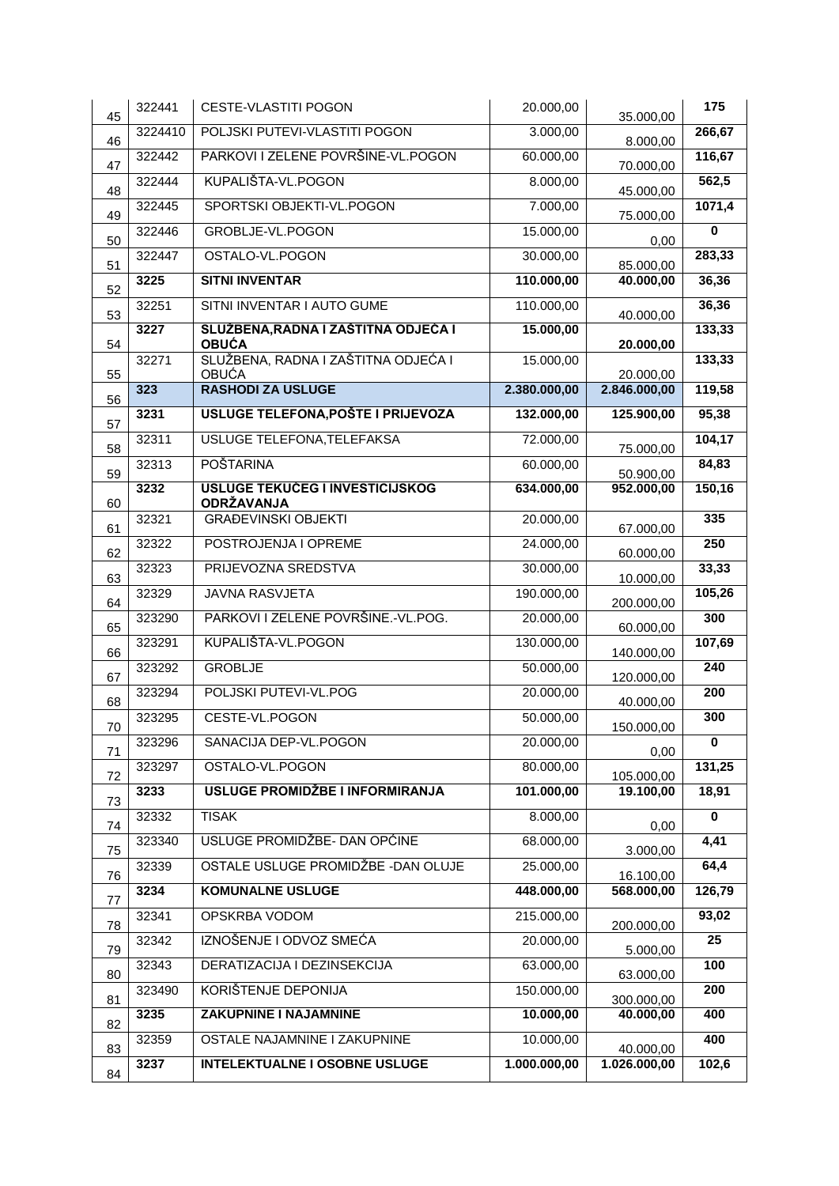| | | | | | |
|---|---|---|---|---|---|
| 45 | 322441 | CESTE-VLASTITI POGON | 20.000,00 | 35.000,00 | **175** |
| 46 | 3224410 | POLJSKI PUTEVI-VLASTITI POGON | 3.000,00 | 8.000,00 | **266,67** |
| 47 | 322442 | PARKOVI I ZELENE POVRŠINE-VL.POGON | 60.000,00 | 70.000,00 | **116,67** |
| 48 | 322444 | KUPALIŠTA-VL.POGON | 8.000,00 | 45.000,00 | **562,5** |
| 49 | 322445 | SPORTSKI OBJEKTI-VL.POGON | 7.000,00 | 75.000,00 | **1071,4** |
| 50 | 322446 | GROBLJE-VL.POGON | 15.000,00 | 0,00 | **0** |
| 51 | 322447 | OSTALO-VL.POGON | 30.000,00 | 85.000,00 | **283,33** |
| 52 | **3225** | **SITNI INVENTAR** | **110.000,00** | **40.000,00** | **36,36** |
| 53 | 32251 | SITNI INVENTAR I AUTO GUME | 110.000,00 | 40.000,00 | **36,36** |
| 54 | **3227** | **SLUŽBENA,RADNA I ZAŠTITNA ODJEĆA I OBUĆA** | **15.000,00** | **20.000,00** | **133,33** |
| 55 | 32271 | SLUŽBENA, RADNA I ZAŠTITNA ODJEĆA I OBUĆA | 15.000,00 | 20.000,00 | **133,33** |
| 56 | **323** | **RASHODI ZA USLUGE** | **2.380.000,00** | **2.846.000,00** | **119,58** |
| 57 | **3231** | **USLUGE TELEFONA,POŠTE I PRIJEVOZA** | **132.000,00** | **125.900,00** | **95,38** |
| 58 | 32311 | USLUGE TELEFONA,TELEFAKSA | 72.000,00 | 75.000,00 | **104,17** |
| 59 | 32313 | POŠTARINA | 60.000,00 | 50.900,00 | **84,83** |
| 60 | **3232** | **USLUGE TEKUĆEG I INVESTICIJSKOG ODRŽAVANJA** | **634.000,00** | **952.000,00** | **150,16** |
| 61 | 32321 | GRAĐEVINSKI OBJEKTI | 20.000,00 | 67.000,00 | **335** |
| 62 | 32322 | POSTROJENJA I OPREME | 24.000,00 | 60.000,00 | **250** |
| 63 | 32323 | PRIJEVOZNA SREDSTVA | 30.000,00 | 10.000,00 | **33,33** |
| 64 | 32329 | JAVNA RASVJETA | 190.000,00 | 200.000,00 | **105,26** |
| 65 | 323290 | PARKOVI I ZELENE POVRŠINE.-VL.POG. | 20.000,00 | 60.000,00 | **300** |
| 66 | 323291 | KUPALIŠTA-VL.POGON | 130.000,00 | 140.000,00 | **107,69** |
| 67 | 323292 | GROBLJE | 50.000,00 | 120.000,00 | **240** |
| 68 | 323294 | POLJSKI PUTEVI-VL.POG | 20.000,00 | 40.000,00 | **200** |
| 70 | 323295 | CESTE-VL.POGON | 50.000,00 | 150.000,00 | **300** |
| 71 | 323296 | SANACIJA DEP-VL.POGON | 20.000,00 | 0,00 | **0** |
| 72 | 323297 | OSTALO-VL.POGON | 80.000,00 | 105.000,00 | **131,25** |
| 73 | **3233** | **USLUGE PROMIDŽBE I INFORMIRANJA** | **101.000,00** | **19.100,00** | **18,91** |
| 74 | 32332 | TISAK | 8.000,00 | 0,00 | **0** |
| 75 | 323340 | USLUGE PROMIDŽBE- DAN OPĆINE | 68.000,00 | 3.000,00 | **4,41** |
| 76 | 32339 | OSTALE USLUGE PROMIDŽBE -DAN OLUJE | 25.000,00 | 16.100,00 | **64,4** |
| 77 | **3234** | **KOMUNALNE USLUGE** | **448.000,00** | **568.000,00** | **126,79** |
| 78 | 32341 | OPSKRBA VODOM | 215.000,00 | 200.000,00 | **93,02** |
| 79 | 32342 | IZNOŠENJE I ODVOZ SMEĆA | 20.000,00 | 5.000,00 | **25** |
| 80 | 32343 | DERATIZACIJA I DEZINSEKCIJA | 63.000,00 | 63.000,00 | **100** |
| 81 | 323490 | KORIŠTENJE DEPONIJA | 150.000,00 | 300.000,00 | **200** |
| 82 | **3235** | **ZAKUPNINE I NAJAMNINE** | **10.000,00** | **40.000,00** | **400** |
| 83 | 32359 | OSTALE NAJAMNINE I ZAKUPNINE | 10.000,00 | 40.000,00 | **400** |
| 84 | **3237** | **INTELEKTUALNE I OSOBNE USLUGE** | **1.000.000,00** | **1.026.000,00** | **102,6** |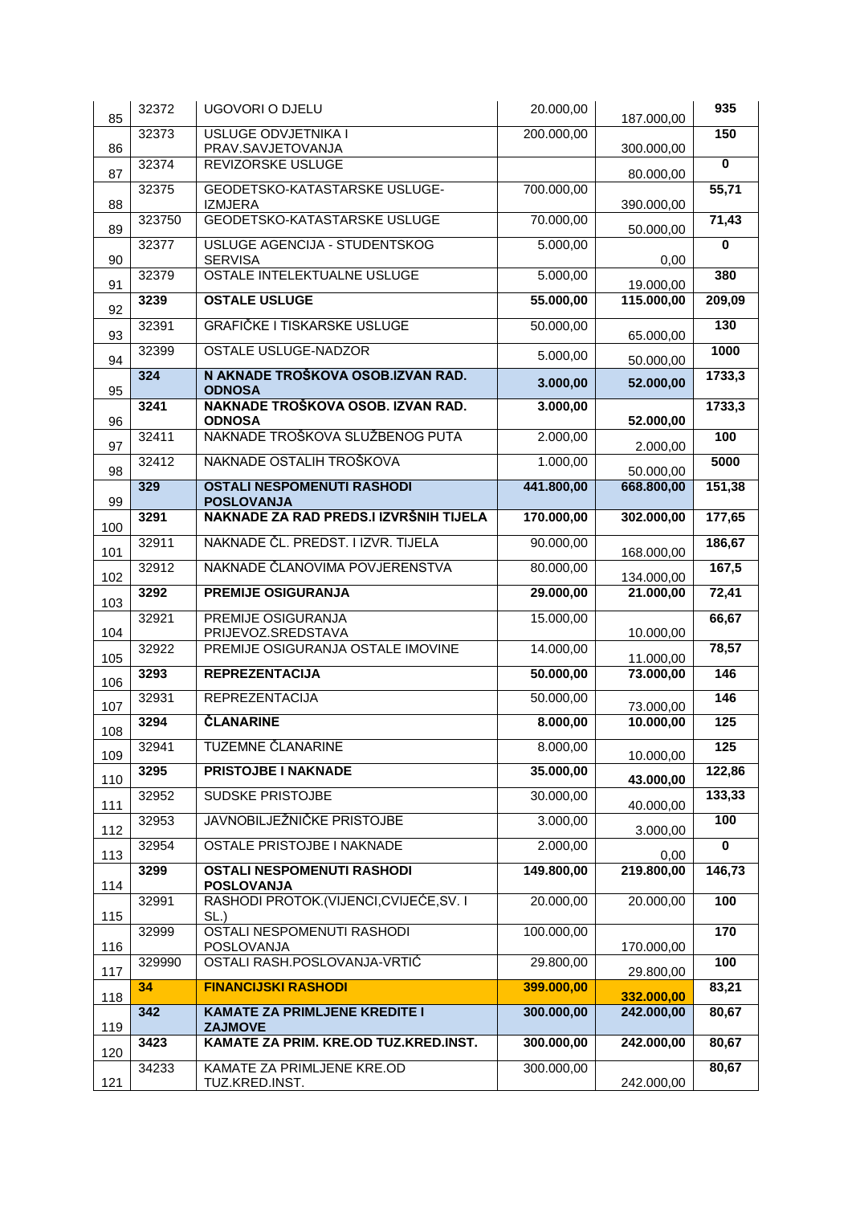| 85 | 32372 | UGOVORI O DJELU | 20.000,00 | 187.000,00 | 935 |
|---|---|---|---|---|---|
| 86 | 32373 | USLUGE ODVJETNIKA I PRAV.SAVJETOVANJA | 200.000,00 | 300.000,00 | 150 |
| 87 | 32374 | REVIZORSKE USLUGE | | 80.000,00 | 0 |
| 88 | 32375 | GEODETSKO-KATASTARSKE USLUGE-IZMJERA | 700.000,00 | 390.000,00 | 55,71 |
| 89 | 323750 | GEODETSKO-KATASTARSKE USLUGE | 70.000,00 | 50.000,00 | 71,43 |
| 90 | 32377 | USLUGE AGENCIJA - STUDENTSKOG SERVISA | 5.000,00 | 0,00 | 0 |
| 91 | 32379 | OSTALE INTELEKTUALNE USLUGE | 5.000,00 | 19.000,00 | 380 |
| 92 | **3239** | **OSTALE USLUGE** | **55.000,00** | **115.000,00** | **209,09** |
| 93 | 32391 | GRAFIČKE I TISKARSKE USLUGE | 50.000,00 | 65.000,00 | 130 |
| 94 | 32399 | OSTALE USLUGE-NADZOR | 5.000,00 | 50.000,00 | 1000 |
| 95 | **324** | **N AKNADE TROŠKOVA OSOB.IZVAN RAD. ODNOSA** | **3.000,00** | **52.000,00** | **1733,3** |
| 96 | **3241** | **NAKNADE TROŠKOVA OSOB. IZVAN RAD. ODNOSA** | **3.000,00** | **52.000,00** | **1733,3** |
| 97 | 32411 | NAKNADE TROŠKOVA SLUŽBENOG PUTA | 2.000,00 | 2.000,00 | 100 |
| 98 | 32412 | NAKNADE OSTALIH TROŠKOVA | 1.000,00 | 50.000,00 | 5000 |
| 99 | **329** | **OSTALI NESPOMENUTI RASHODI POSLOVANJA** | **441.800,00** | **668.800,00** | **151,38** |
| 100 | **3291** | **NAKNADE ZA RAD PREDS.I IZVRŠNIH TIJELA** | **170.000,00** | **302.000,00** | **177,65** |
| 101 | 32911 | NAKNADE ČL. PREDST. I IZVR. TIJELA | 90.000,00 | 168.000,00 | 186,67 |
| 102 | 32912 | NAKNADE ČLANOVIMA POVJERENSTVA | 80.000,00 | 134.000,00 | 167,5 |
| 103 | **3292** | **PREMIJE OSIGURANJA** | **29.000,00** | **21.000,00** | **72,41** |
| 104 | 32921 | PREMIJE OSIGURANJA PRIJEVOZ.SREDSTAVA | 15.000,00 | 10.000,00 | 66,67 |
| 105 | 32922 | PREMIJE OSIGURANJA OSTALE IMOVINE | 14.000,00 | 11.000,00 | 78,57 |
| 106 | **3293** | **REPREZENTACIJA** | **50.000,00** | **73.000,00** | **146** |
| 107 | 32931 | REPREZENTACIJA | 50.000,00 | 73.000,00 | 146 |
| 108 | **3294** | **ČLANARINE** | **8.000,00** | **10.000,00** | **125** |
| 109 | 32941 | TUZEMNE ČLANARINE | 8.000,00 | 10.000,00 | 125 |
| 110 | **3295** | **PRISTOJBE I NAKNADE** | **35.000,00** | **43.000,00** | **122,86** |
| 111 | 32952 | SUDSKE PRISTOJBE | 30.000,00 | 40.000,00 | 133,33 |
| 112 | 32953 | JAVNOBILJEŽNIČKE PRISTOJBE | 3.000,00 | 3.000,00 | 100 |
| 113 | 32954 | OSTALE PRISTOJBE I NAKNADE | 2.000,00 | 0,00 | 0 |
| 114 | **3299** | **OSTALI NESPOMENUTI RASHODI POSLOVANJA** | **149.800,00** | **219.800,00** | **146,73** |
| 115 | 32991 | RASHODI PROTOK.(VIJENCI,CVIJEĆE,SV. I SL.) | 20.000,00 | 20.000,00 | 100 |
| 116 | 32999 | OSTALI NESPOMENUTI RASHODI POSLOVANJA | 100.000,00 | 170.000,00 | 170 |
| 117 | 329990 | OSTALI RASH.POSLOVANJA-VRTIĆ | 29.800,00 | 29.800,00 | 100 |
| 118 | **34** | **FINANCIJSKI RASHODI** | **399.000,00** | **332.000,00** | **83,21** |
| 119 | **342** | **KAMATE ZA PRIMLJENE KREDITE I ZAJMOVE** | **300.000,00** | **242.000,00** | **80,67** |
| 120 | **3423** | **KAMATE ZA PRIM. KRE.OD TUZ.KRED.INST.** | **300.000,00** | **242.000,00** | **80,67** |
| 121 | 34233 | KAMATE ZA PRIMLJENE KRE.OD TUZ.KRED.INST. | 300.000,00 | 242.000,00 | 80,67 |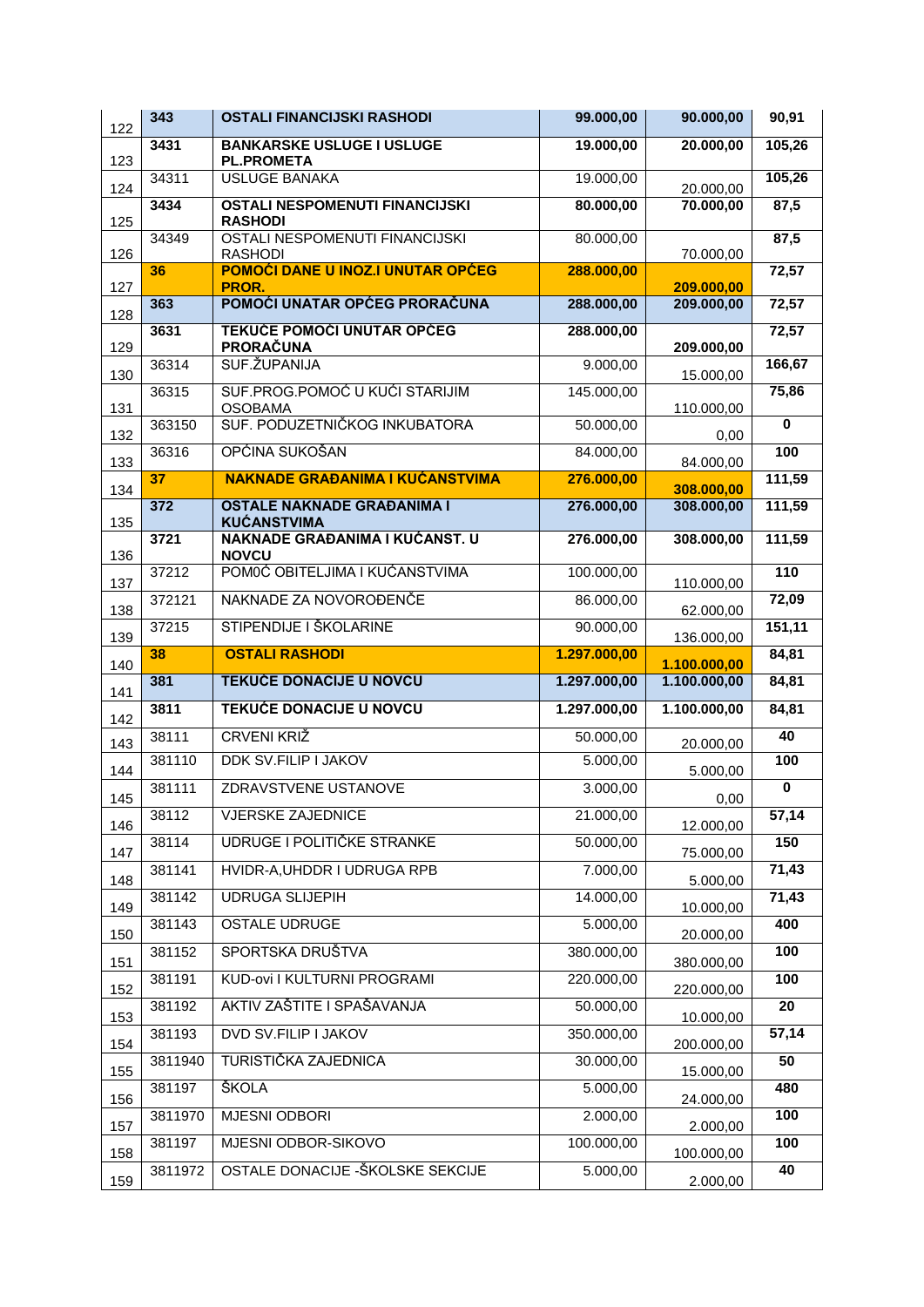| 122 | **343** | **OSTALI FINANCIJSKI RASHODI** | **99.000,00** | **90.000,00** | **90,91** |
|---|---|---|---|---|---|
| 123 | **3431** | **BANKARSKE USLUGE I USLUGE PL.PROMETA** | **19.000,00** | **20.000,00** | **105,26** |
| 124 | 34311 | USLUGE BANAKA | 19.000,00 | 20.000,00 | **105,26** |
| 125 | **3434** | **OSTALI NESPOMENUTI FINANCIJSKI RASHODI** | **80.000,00** | **70.000,00** | **87,5** |
| 126 | 34349 | OSTALI NESPOMENUTI FINANCIJSKI RASHODI | 80.000,00 | 70.000,00 | **87,5** |
| 127 | **36** | **POMOĆI DANE U INOZ.I UNUTAR OPĆEG PROR.** | **288.000,00** | **209.000,00** | **72,57** |
| 128 | **363** | **POMOĆI UNATAR OPĆEG PRORAČUNA** | **288.000,00** | **209.000,00** | **72,57** |
| 129 | **3631** | **TEKUĆE POMOĆI UNUTAR OPĆEG PRORAČUNA** | **288.000,00** | **209.000,00** | **72,57** |
| 130 | 36314 | SUF.ŽUPANIJA | 9.000,00 | 15.000,00 | **166,67** |
| 131 | 36315 | SUF.PROG.POMOĆ U KUĆI STARIJIM OSOBAMA | 145.000,00 | 110.000,00 | **75,86** |
| 132 | 363150 | SUF. PODUZETNIČKOG INKUBATORA | 50.000,00 | 0,00 | **0** |
| 133 | 36316 | OPĆINA SUKOŠAN | 84.000,00 | 84.000,00 | **100** |
| 134 | **37** | **NAKNADE GRAĐANIMA I KUĆANSTVIMA** | **276.000,00** | **308.000,00** | **111,59** |
| 135 | **372** | **OSTALE NAKNADE GRAĐANIMA I KUĆANSTVIMA** | **276.000,00** | **308.000,00** | **111,59** |
| 136 | **3721** | **NAKNADE GRAĐANIMA I KUĆANST. U NOVCU** | **276.000,00** | **308.000,00** | **111,59** |
| 137 | 37212 | POMOĆ OBITELJIMA I KUĆANSTVIMA | 100.000,00 | 110.000,00 | **110** |
| 138 | 372121 | NAKNADE ZA NOVOROĐENČE | 86.000,00 | 62.000,00 | **72,09** |
| 139 | 37215 | STIPENDIJE I ŠKOLARINE | 90.000,00 | 136.000,00 | **151,11** |
| 140 | **38** | **OSTALI RASHODI** | **1.297.000,00** | **1.100.000,00** | **84,81** |
| 141 | **381** | **TEKUĆE DONACIJE U NOVCU** | **1.297.000,00** | **1.100.000,00** | **84,81** |
| 142 | **3811** | **TEKUĆE DONACIJE U NOVCU** | **1.297.000,00** | **1.100.000,00** | **84,81** |
| 143 | 38111 | CRVENI KRIŽ | 50.000,00 | 20.000,00 | **40** |
| 144 | 381110 | DDK SV.FILIP I JAKOV | 5.000,00 | 5.000,00 | **100** |
| 145 | 381111 | ZDRAVSTVENE USTANOVE | 3.000,00 | 0,00 | **0** |
| 146 | 38112 | VJERSKE ZAJEDNICE | 21.000,00 | 12.000,00 | **57,14** |
| 147 | 38114 | UDRUGE I POLITIČKE STRANKE | 50.000,00 | 75.000,00 | **150** |
| 148 | 381141 | HVIDR-A,UHDDR I UDRUGA RPB | 7.000,00 | 5.000,00 | **71,43** |
| 149 | 381142 | UDRUGA SLIJEPIH | 14.000,00 | 10.000,00 | **71,43** |
| 150 | 381143 | OSTALE UDRUGE | 5.000,00 | 20.000,00 | **400** |
| 151 | 381152 | SPORTSKA DRUŠTVA | 380.000,00 | 380.000,00 | **100** |
| 152 | 381191 | KUD-ovi I KULTURNI PROGRAMI | 220.000,00 | 220.000,00 | **100** |
| 153 | 381192 | AKTIV ZAŠTITE I SPAŠAVANJA | 50.000,00 | 10.000,00 | **20** |
| 154 | 381193 | DVD SV.FILIP I JAKOV | 350.000,00 | 200.000,00 | **57,14** |
| 155 | 3811940 | TURISTIČKA ZAJEDNICA | 30.000,00 | 15.000,00 | **50** |
| 156 | 381197 | ŠKOLA | 5.000,00 | 24.000,00 | **480** |
| 157 | 3811970 | MJESNI ODBORI | 2.000,00 | 2.000,00 | **100** |
| 158 | 381197 | MJESNI ODBOR-SIKOVO | 100.000,00 | 100.000,00 | **100** |
| 159 | 3811972 | OSTALE DONACIJE -ŠKOLSKE SEKCIJE | 5.000,00 | 2.000,00 | **40** |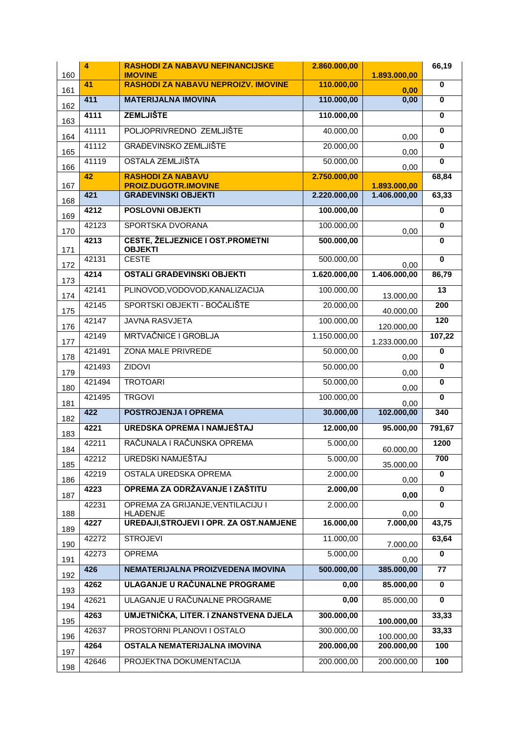| 160 | **4** | **RASHODI ZA NABAVU NEFINANCIJSKE IMOVINE** | **2.860.000,00** | **1.893.000,00** | **66,19** |
|---|---|---|---|---|---|
| 161 | **41** | **RASHODI ZA NABAVU NEPROIZV. IMOVINE** | **110.000,00** | **0,00** | **0** |
| 162 | **411** | **MATERIJALNA IMOVINA** | **110.000,00** | **0,00** | **0** |
| 163 | **4111** | **ZEMLJIŠTE** | **110.000,00** | | **0** |
| 164 | 41111 | POLJOPRIVREDNO ZEMLJIŠTE | 40.000,00 | 0,00 | **0** |
| 165 | 41112 | GRAĐEVINSKO ZEMLJIŠTE | 20.000,00 | 0,00 | **0** |
| 166 | 41119 | OSTALA ZEMLJIŠTA | 50.000,00 | 0,00 | **0** |
| 167 | **42** | **RASHODI ZA NABAVU PROIZ.DUGOTR.IMOVINE** | **2.750.000,00** | **1.893.000,00** | **68,84** |
| 168 | **421** | **GRAĐEVINSKI OBJEKTI** | **2.220.000,00** | **1.406.000,00** | **63,33** |
| 169 | **4212** | **POSLOVNI OBJEKTI** | **100.000,00** | | **0** |
| 170 | 42123 | SPORTSKA DVORANA | 100.000,00 | 0,00 | **0** |
| 171 | **4213** | **CESTE, ŽELJEZNICE I OST.PROMETNI OBJEKTI** | **500.000,00** | | **0** |
| 172 | 42131 | CESTE | 500.000,00 | 0,00 | **0** |
| 173 | **4214** | **OSTALI GRAĐEVINSKI OBJEKTI** | **1.620.000,00** | **1.406.000,00** | **86,79** |
| 174 | 42141 | PLINOVOD,VODOVOD,KANALIZACIJA | 100.000,00 | 13.000,00 | **13** |
| 175 | 42145 | SPORTSKI OBJEKTI - BOĆALIŠTE | 20.000,00 | 40.000,00 | **200** |
| 176 | 42147 | JAVNA RASVJETA | 100.000,00 | 120.000,00 | **120** |
| 177 | 42149 | MRTVAČNICE I GROBLJA | 1.150.000,00 | 1.233.000,00 | **107,22** |
| 178 | 421491 | ZONA MALE PRIVREDE | 50.000,00 | 0,00 | **0** |
| 179 | 421493 | ZIDOVI | 50.000,00 | 0,00 | **0** |
| 180 | 421494 | TROTOARI | 50.000,00 | 0,00 | **0** |
| 181 | 421495 | TRGOVI | 100.000,00 | 0,00 | **0** |
| 182 | **422** | **POSTROJENJA I OPREMA** | **30.000,00** | **102.000,00** | **340** |
| 183 | **4221** | **UREDSKA OPREMA I NAMJEŠTAJ** | **12.000,00** | **95.000,00** | **791,67** |
| 184 | 42211 | RAČUNALA I RAČUNSKA OPREMA | 5.000,00 | 60.000,00 | **1200** |
| 185 | 42212 | UREDSKI NAMJEŠTAJ | 5.000,00 | 35.000,00 | **700** |
| 186 | 42219 | OSTALA UREDSKA OPREMA | 2.000,00 | 0,00 | **0** |
| 187 | **4223** | **OPREMA ZA ODRŽAVANJE I ZAŠTITU** | **2.000,00** | **0,00** | **0** |
| 188 | 42231 | OPREMA ZA GRIJANJE,VENTILACIJU I HLAĐENJE | 2.000,00 | 0,00 | **0** |
| 189 | **4227** | **UREĐAJI,STROJEVI I OPR. ZA OST.NAMJENE** | **16.000,00** | **7.000,00** | **43,75** |
| 190 | 42272 | STROJEVI | 11.000,00 | 7.000,00 | **63,64** |
| 191 | 42273 | OPREMA | 5.000,00 | 0,00 | **0** |
| 192 | **426** | **NEMATERIJALNA PROIZVEDENA IMOVINA** | **500.000,00** | **385.000,00** | **77** |
| 193 | **4262** | **ULAGANJE U RAČUNALNE PROGRAME** | **0,00** | **85.000,00** | **0** |
| 194 | 42621 | ULAGANJE U RAČUNALNE PROGRAME | **0,00** | 85.000,00 | **0** |
| 195 | **4263** | **UMJETNIČKA, LITER. I ZNANSTVENA DJELA** | **300.000,00** | **100.000,00** | **33,33** |
| 196 | 42637 | PROSTORNI PLANOVI I OSTALO | 300.000,00 | 100.000,00 | **33,33** |
| 197 | **4264** | **OSTALA NEMATERIJALNA IMOVINA** | **200.000,00** | **200.000,00** | **100** |
| 198 | 42646 | PROJEKTNA DOKUMENTACIJA | 200.000,00 | 200.000,00 | **100** |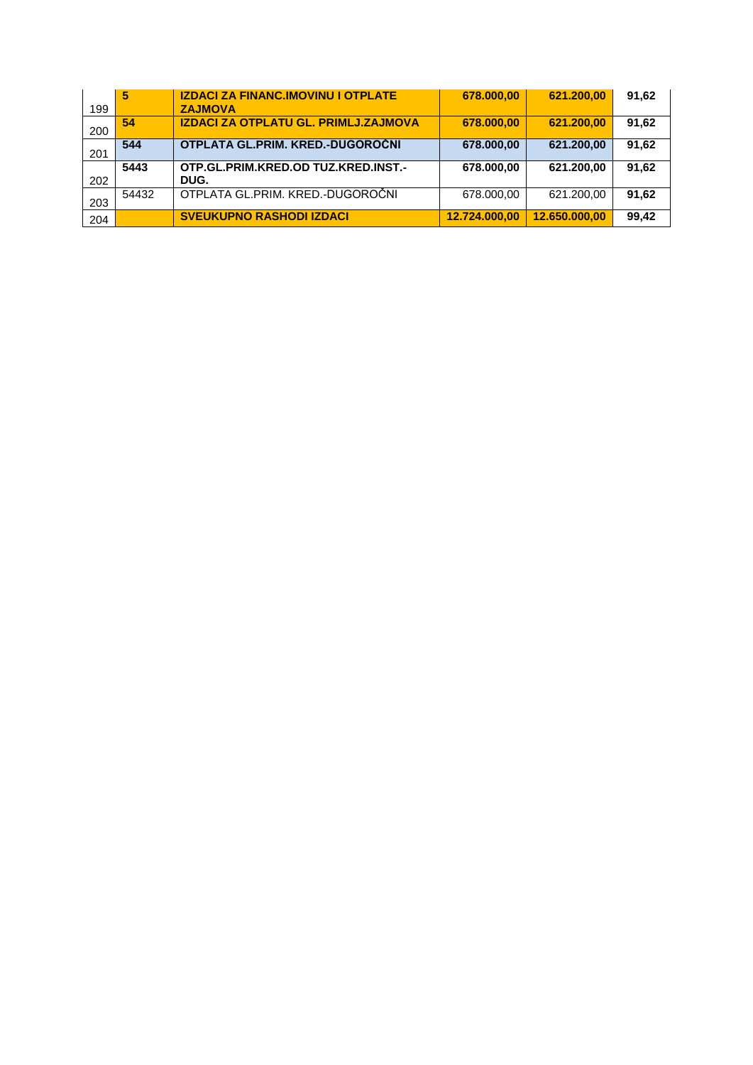| | | | | | |
|---|---|---|---|---|---|
| 199 | **5** | **IZDACI ZA FINANC.IMOVINU I OTPLATE ZAJMOVA** | **678.000,00** | **621.200,00** | **91,62** |
| 200 | **54** | **IZDACI ZA OTPLATU GL. PRIMLJ.ZAJMOVA** | **678.000,00** | **621.200,00** | **91,62** |
| 201 | **544** | **OTPLATA GL.PRIM. KRED.-DUGOROČNI** | **678.000,00** | **621.200,00** | **91,62** |
| 202 | **5443** | **OTP.GL.PRIM.KRED.OD TUZ.KRED.INST.-DUG.** | **678.000,00** | **621.200,00** | **91,62** |
| 203 | 54432 | OTPLATA GL.PRIM. KRED.-DUGOROČNI | 678.000,00 | 621.200,00 | **91,62** |
| 204 | | **SVEUKUPNO RASHODI IZDACI** | **12.724.000,00** | **12.650.000,00** | **99,42** |